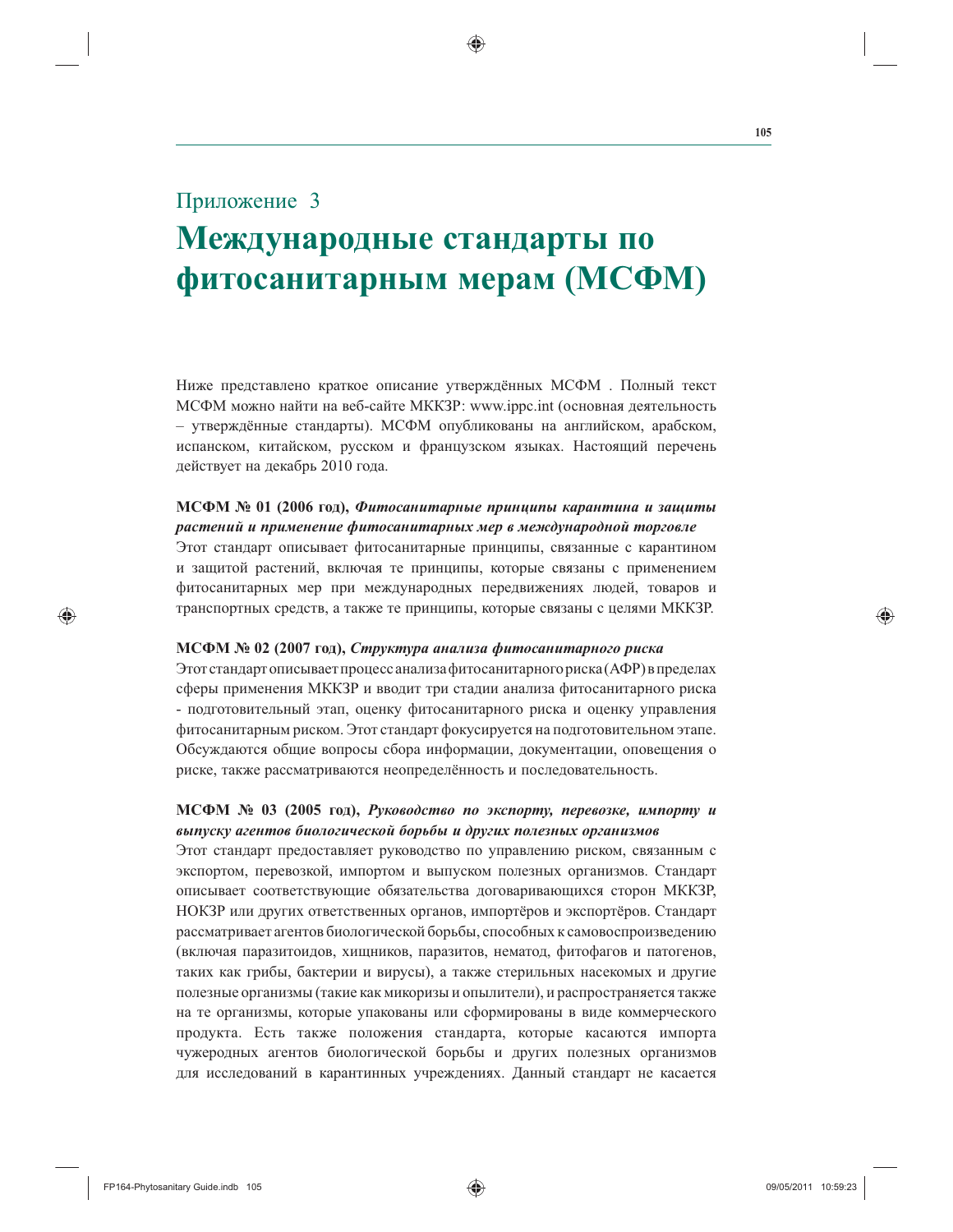# Приложение 3

# Международные стандарты по фитосанитарным мерам (МСФМ)

Ниже представлено краткое описание утверждённых МСФМ . Полный текст МСФМ можно найти на веб-сайте МККЗР: www.ippc.int (основная деятельность – утверждённые стандарты). МСФМ опубликованы на английском, арабском, испанском, китайском, русском и французском языках. Настоящий перечень действует на декабрь 2010 года.

**МСФМ № 01 (2006 год),** ***Фитосанитарные принципы карантина и защиты растений и применение фитосанитарных мер в международной торговле***

Этот стандарт описывает фитосанитарные принципы, связанные с карантином и защитой растений, включая те принципы, которые связаны с применением фитосанитарных мер при международных передвижениях людей, товаров и транспортных средств, а также те принципы, которые связаны с целями МККЗР.

**МСФМ № 02 (2007 год),** ***Структура анализа фитосанитарного риска***

Этот стандарт описывает процесс анализа фитосанитарного риска (АФР) в пределах сферы применения МККЗР и вводит три стадии анализа фитосанитарного риска - подготовительный этап, оценку фитосанитарного риска и оценку управления фитосанитарным риском. Этот стандарт фокусируется на подготовительном этапе. Обсуждаются общие вопросы сбора информации, документации, оповещения о риске, также рассматриваются неопределённость и последовательность.

**МСФМ № 03 (2005 год),** ***Руководство по экспорту, перевозке, импорту и выпуску агентов биологической борьбы и других полезных организмов***

Этот стандарт предоставляет руководство по управлению риском, связанным с экспортом, перевозкой, импортом и выпуском полезных организмов. Стандарт описывает соответствующие обязательства договаривающихся сторон МККЗР, НОКЗР или других ответственных органов, импортёров и экспортёров. Стандарт рассматривает агентов биологической борьбы, способных к самовоспроизведению (включая паразитоидов, хищников, паразитов, нематод, фитофагов и патогенов, таких как грибы, бактерии и вирусы), а также стерильных насекомых и другие полезные организмы (такие как микоризы и опылители), и распространяется также на те организмы, которые упакованы или сформированы в виде коммерческого продукта. Есть также положения стандарта, которые касаются импорта чужеродных агентов биологической борьбы и других полезных организмов для исследований в карантинных учреждениях. Данный стандарт не касается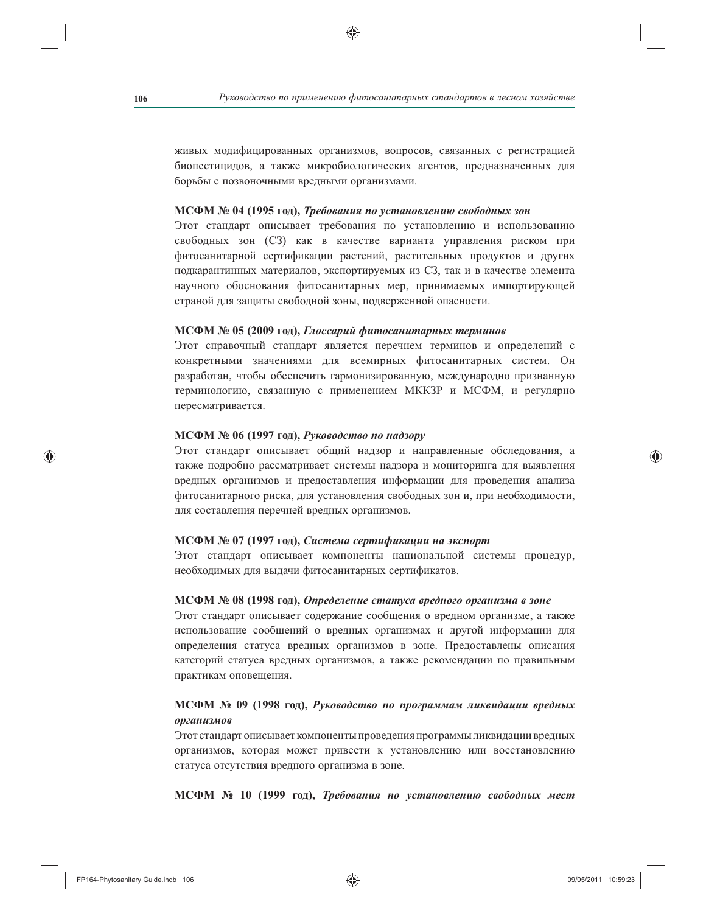живых модифицированных организмов, вопросов, связанных с регистрацией биопестицидов, а также микробиологических агентов, предназначенных для борьбы с позвоночными вредными организмами.

**МСФМ № 04 (1995 год),** ***Требования по установлению свободных зон***

Этот стандарт описывает требования по установлению и использованию свободных зон (СЗ) как в качестве варианта управления риском при фитосанитарной сертификации растений, растительных продуктов и других подкарантинных материалов, экспортируемых из СЗ, так и в качестве элемента научного обоснования фитосанитарных мер, принимаемых импортирующей страной для защиты свободной зоны, подверженной опасности.

**МСФМ № 05 (2009 год),** ***Глоссарий фитосанитарных терминов***

Этот справочный стандарт является перечнем терминов и определений с конкретными значениями для всемирных фитосанитарных систем. Он разработан, чтобы обеспечить гармонизированную, международно признанную терминологию, связанную с применением МККЗР и МСФМ, и регулярно пересматривается.

**МСФМ № 06 (1997 год),** ***Руководство по надзору***

Этот стандарт описывает общий надзор и направленные обследования, а также подробно рассматривает системы надзора и мониторинга для выявления вредных организмов и предоставления информации для проведения анализа фитосанитарного риска, для установления свободных зон и, при необходимости, для составления перечней вредных организмов.

**МСФМ № 07 (1997 год),** ***Система сертификации на экспорт***

Этот стандарт описывает компоненты национальной системы процедур, необходимых для выдачи фитосанитарных сертификатов.

**МСФМ № 08 (1998 год),** ***Определение статуса вредного организма в зоне***

Этот стандарт описывает содержание сообщения о вредном организме, а также использование сообщений о вредных организмах и другой информации для определения статуса вредных организмов в зоне. Предоставлены описания категорий статуса вредных организмов, а также рекомендации по правильным практикам оповещения.

**МСФМ № 09 (1998 год),** ***Руководство по программам ликвидации вредных организмов***

Этот стандарт описывает компоненты проведения программы ликвидации вредных организмов, которая может привести к установлению или восстановлению статуса отсутствия вредного организма в зоне.

**МСФМ № 10 (1999 год),** ***Требования по установлению свободных мест***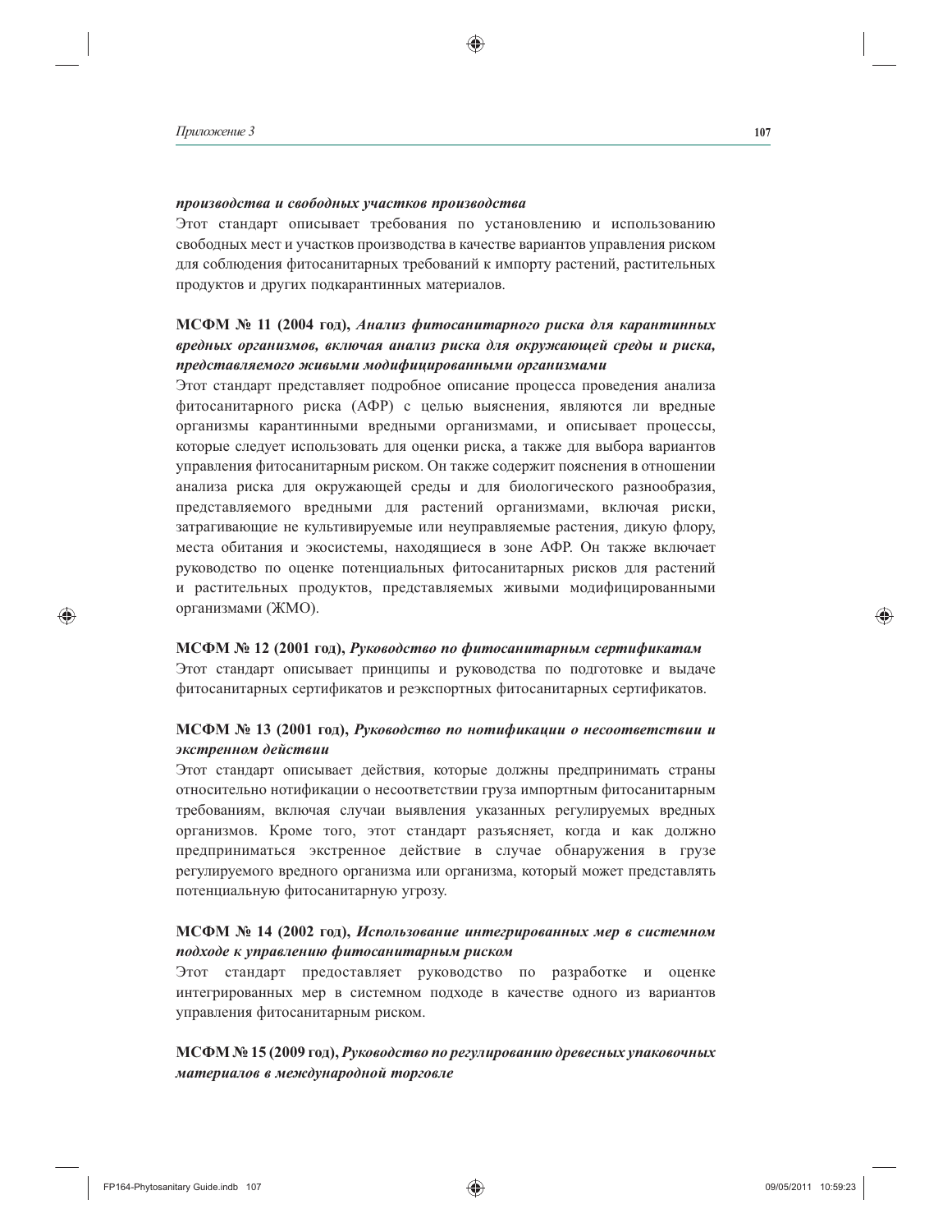***производства и свободных участков производства***

Этот стандарт описывает требования по установлению и использованию свободных мест и участков производства в качестве вариантов управления риском для соблюдения фитосанитарных требований к импорту растений, растительных продуктов и других подкарантинных материалов.

**МСФМ № 11 (2004 год),** ***Анализ фитосанитарного риска для карантинных вредных организмов, включая анализ риска для окружающей среды и риска, представляемого живыми модифицированными организмами***

Этот стандарт представляет подробное описание процесса проведения анализа фитосанитарного риска (АФР) с целью выяснения, являются ли вредные организмы карантинными вредными организмами, и описывает процессы, которые следует использовать для оценки риска, а также для выбора вариантов управления фитосанитарным риском. Он также содержит пояснения в отношении анализа риска для окружающей среды и для биологического разнообразия, представляемого вредными для растений организмами, включая риски, затрагивающие не культивируемые или неуправляемые растения, дикую флору, места обитания и экосистемы, находящиеся в зоне АФР. Он также включает руководство по оценке потенциальных фитосанитарных рисков для растений и растительных продуктов, представляемых живыми модифицированными организмами (ЖМО).

**МСФМ № 12 (2001 год),** ***Руководство по фитосанитарным сертификатам***

Этот стандарт описывает принципы и руководства по подготовке и выдаче фитосанитарных сертификатов и реэкспортных фитосанитарных сертификатов.

**МСФМ № 13 (2001 год),** ***Руководство по нотификации о несоответствии и экстренном действии***

Этот стандарт описывает действия, которые должны предпринимать страны относительно нотификации о несоответствии груза импортным фитосанитарным требованиям, включая случаи выявления указанных регулируемых вредных организмов. Кроме того, этот стандарт разъясняет, когда и как должно предприниматься экстренное действие в случае обнаружения в грузе регулируемого вредного организма или организма, который может представлять потенциальную фитосанитарную угрозу.

**МСФМ № 14 (2002 год),** ***Использование интегрированных мер в системном подходе к управлению фитосанитарным риском***

Этот стандарт предоставляет руководство по разработке и оценке интегрированных мер в системном подходе в качестве одного из вариантов управления фитосанитарным риском.

**МСФМ № 15 (2009 год),** ***Руководство по регулированию древесных упаковочных материалов в международной торговле***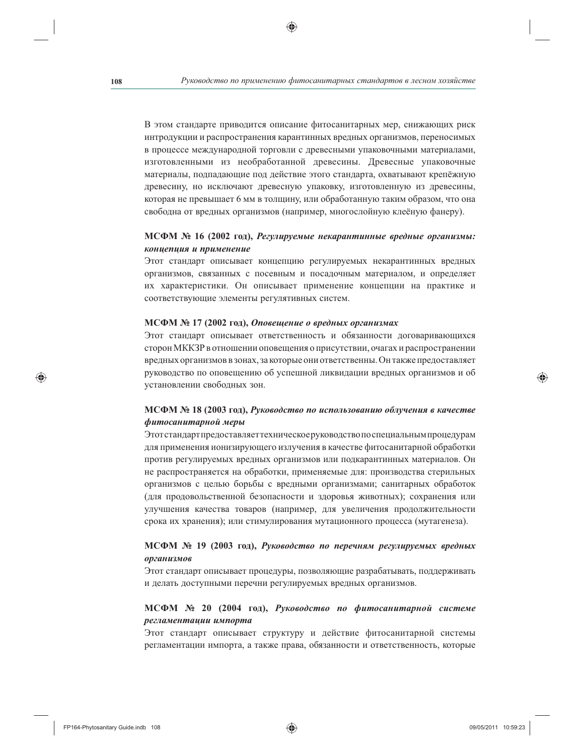В этом стандарте приводится описание фитосанитарных мер, снижающих риск интродукции и распространения карантинных вредных организмов, переносимых в процессе международной торговли с древесными упаковочными материалами, изготовленными из необработанной древесины. Древесные упаковочные материалы, подпадающие под действие этого стандарта, охватывают крепёжную древесину, но исключают древесную упаковку, изготовленную из древесины, которая не превышает 6 мм в толщину, или обработанную таким образом, что она свободна от вредных организмов (например, многослойную клеёную фанеру).

**МСФМ № 16 (2002 год),** ***Регулируемые некарантинные вредные организмы: концепция и применение***

Этот стандарт описывает концепцию регулируемых некарантинных вредных организмов, связанных с посевным и посадочным материалом, и определяет их характеристики. Он описывает применение концепции на практике и соответствующие элементы регулятивных систем.

**МСФМ № 17 (2002 год),** ***Оповещение о вредных организмах***

Этот стандарт описывает ответственность и обязанности договаривающихся сторон МККЗР в отношении оповещения о присутствии, очагах и распространении вредных организмов в зонах, за которые они ответственны. Он также предоставляет руководство по оповещению об успешной ликвидации вредных организмов и об установлении свободных зон.

**МСФМ № 18 (2003 год),** ***Руководство по использованию облучения в качестве фитосанитарной меры***

Этот стандарт предоставляет техническое руководство по специальным процедурам для применения ионизирующего излучения в качестве фитосанитарной обработки против регулируемых вредных организмов или подкарантинных материалов. Он не распространяется на обработки, применяемые для: производства стерильных организмов с целью борьбы с вредными организмами; санитарных обработок (для продовольственной безопасности и здоровья животных); сохранения или улучшения качества товаров (например, для увеличения продолжительности срока их хранения); или стимулирования мутационного процесса (мутагенеза).

**МСФМ № 19 (2003 год),** ***Руководство по перечням регулируемых вредных организмов***

Этот стандарт описывает процедуры, позволяющие разрабатывать, поддерживать и делать доступными перечни регулируемых вредных организмов.

**МСФМ № 20 (2004 год),** ***Руководство по фитосанитарной системе регламентации импорта***

Этот стандарт описывает структуру и действие фитосанитарной системы регламентации импорта, а также права, обязанности и ответственность, которые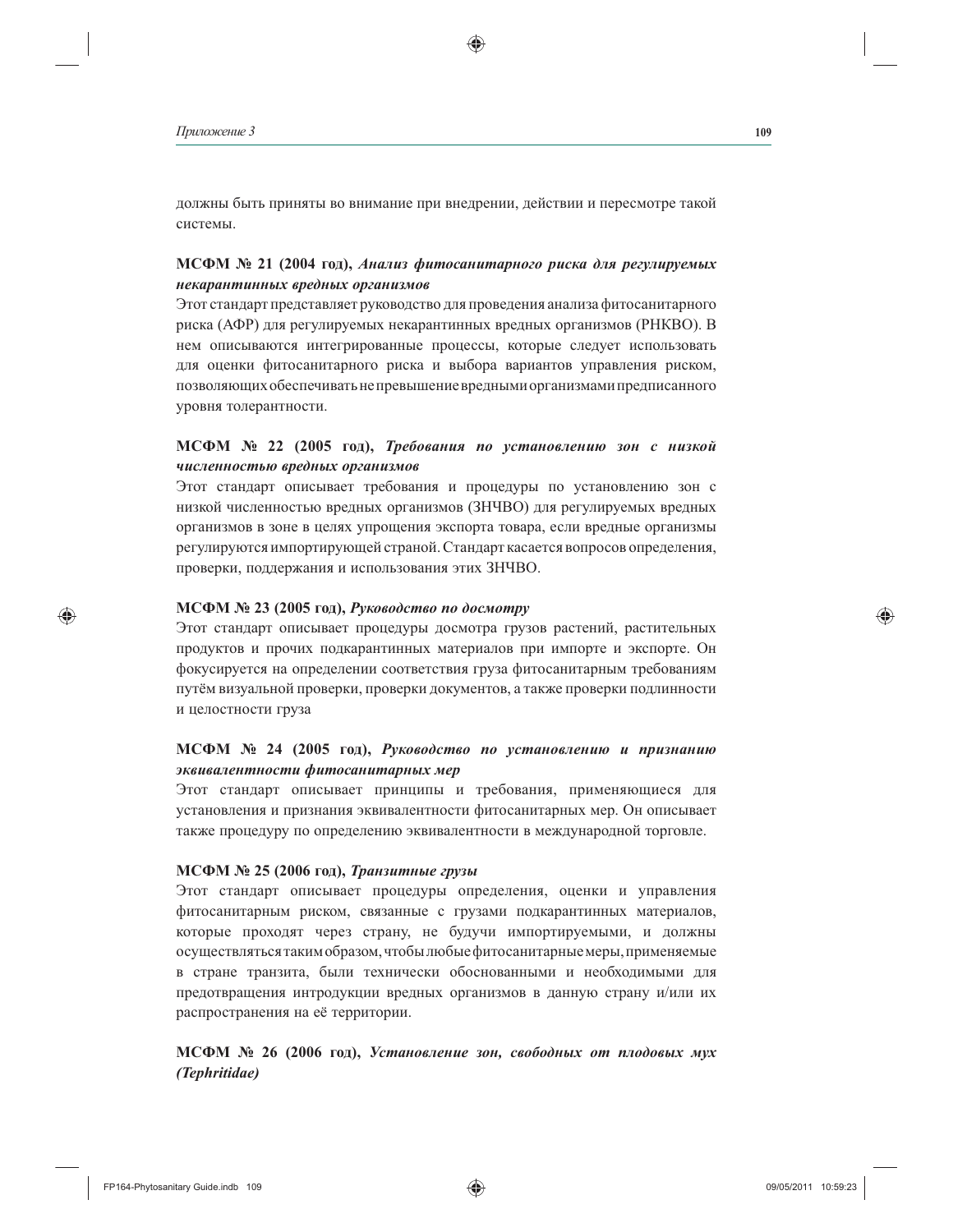должны быть приняты во внимание при внедрении, действии и пересмотре такой системы.

**МСФМ № 21 (2004 год),** ***Анализ фитосанитарного риска для регулируемых некарантинных вредных организмов***

Этот стандарт представляет руководство для проведения анализа фитосанитарного риска (АФР) для регулируемых некарантинных вредных организмов (РНКВО). В нем описываются интегрированные процессы, которые следует использовать для оценки фитосанитарного риска и выбора вариантов управления риском, позволяющих обеспечивать не превышение вредными организмами предписанного уровня толерантности.

**МСФМ № 22 (2005 год),** ***Требования по установлению зон с низкой численностью вредных организмов***

Этот стандарт описывает требования и процедуры по установлению зон с низкой численностью вредных организмов (ЗНЧВО) для регулируемых вредных организмов в зоне в целях упрощения экспорта товара, если вредные организмы регулируются импортирующей страной. Стандарт касается вопросов определения, проверки, поддержания и использования этих ЗНЧВО.

**МСФМ № 23 (2005 год),** ***Руководство по досмотру***

Этот стандарт описывает процедуры досмотра грузов растений, растительных продуктов и прочих подкарантинных материалов при импорте и экспорте. Он фокусируется на определении соответствия груза фитосанитарным требованиям путём визуальной проверки, проверки документов, а также проверки подлинности и целостности груза

**МСФМ № 24 (2005 год),** ***Руководство по установлению и признанию эквивалентности фитосанитарных мер***

Этот стандарт описывает принципы и требования, применяющиеся для установления и признания эквивалентности фитосанитарных мер. Он описывает также процедуру по определению эквивалентности в международной торговле.

**МСФМ № 25 (2006 год),** ***Транзитные грузы***

Этот стандарт описывает процедуры определения, оценки и управления фитосанитарным риском, связанные с грузами подкарантинных материалов, которые проходят через страну, не будучи импортируемыми, и должны осуществляться таким образом, чтобы любые фитосанитарные меры, применяемые в стране транзита, были технически обоснованными и необходимыми для предотвращения интродукции вредных организмов в данную страну и/или их распространения на её территории.

**МСФМ № 26 (2006 год),** ***Установление зон, свободных от плодовых мух (Tephritidae)***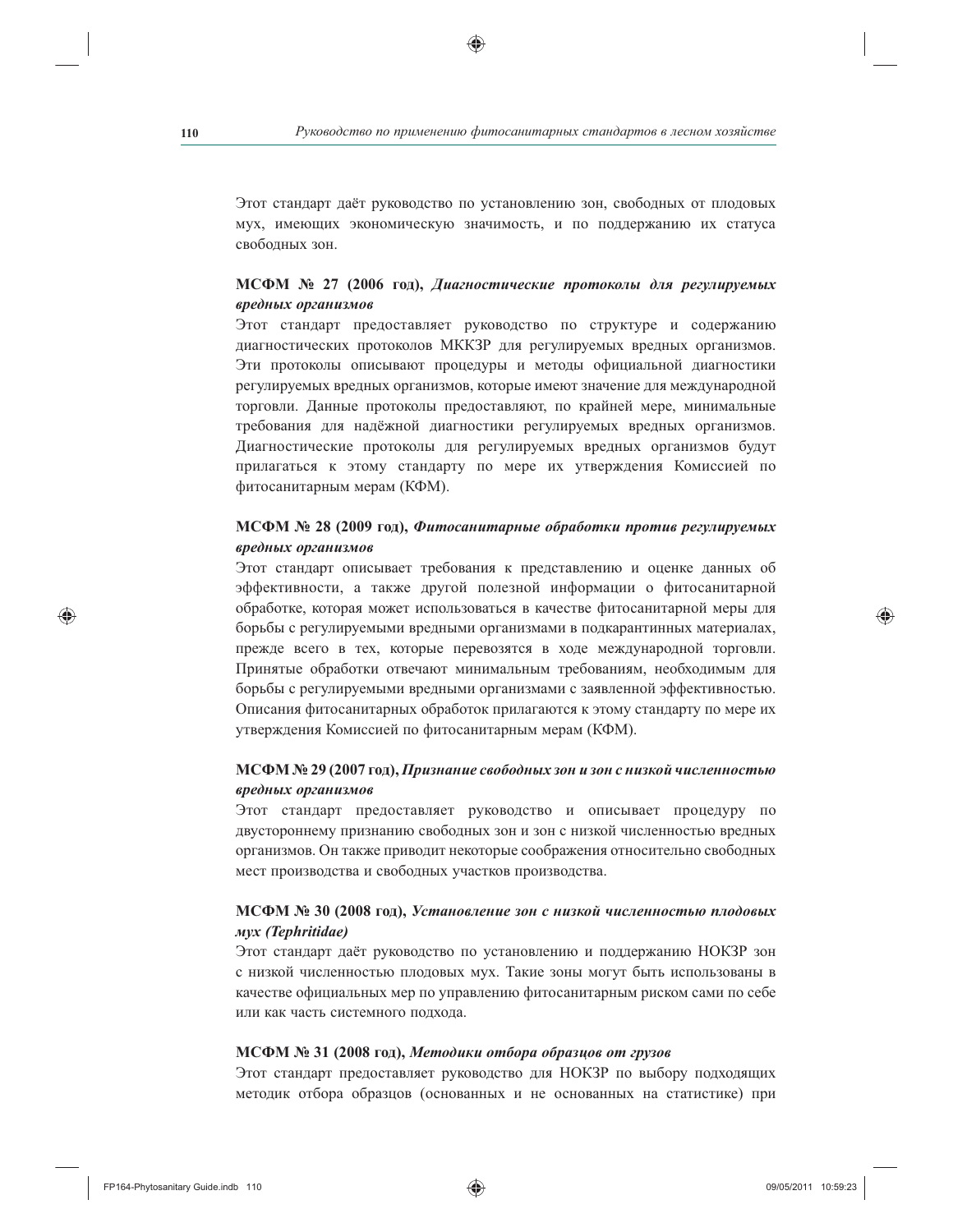Этот стандарт даёт руководство по установлению зон, свободных от плодовых мух, имеющих экономическую значимость, и по поддержанию их статуса свободных зон.

**МСФМ № 27 (2006 год),** ***Диагностические протоколы для регулируемых вредных организмов***

Этот стандарт предоставляет руководство по структуре и содержанию диагностических протоколов МККЗР для регулируемых вредных организмов. Эти протоколы описывают процедуры и методы официальной диагностики регулируемых вредных организмов, которые имеют значение для международной торговли. Данные протоколы предоставляют, по крайней мере, минимальные требования для надёжной диагностики регулируемых вредных организмов. Диагностические протоколы для регулируемых вредных организмов будут прилагаться к этому стандарту по мере их утверждения Комиссией по фитосанитарным мерам (КФМ).

**МСФМ № 28 (2009 год),** ***Фитосанитарные обработки против регулируемых вредных организмов***

Этот стандарт описывает требования к представлению и оценке данных об эффективности, а также другой полезной информации о фитосанитарной обработке, которая может использоваться в качестве фитосанитарной меры для борьбы с регулируемыми вредными организмами в подкарантинных материалах, прежде всего в тех, которые перевозятся в ходе международной торговли. Принятые обработки отвечают минимальным требованиям, необходимым для борьбы с регулируемыми вредными организмами с заявленной эффективностью. Описания фитосанитарных обработок прилагаются к этому стандарту по мере их утверждения Комиссией по фитосанитарным мерам (КФМ).

**МСФМ № 29 (2007 год),** ***Признание свободных зон и зон с низкой численностью вредных организмов***

Этот стандарт предоставляет руководство и описывает процедуру по двустороннему признанию свободных зон и зон с низкой численностью вредных организмов. Он также приводит некоторые соображения относительно свободных мест производства и свободных участков производства.

**МСФМ № 30 (2008 год),** ***Установление зон с низкой численностью плодовых мух (Tephritidae)***

Этот стандарт даёт руководство по установлению и поддержанию НОКЗР зон с низкой численностью плодовых мух. Такие зоны могут быть использованы в качестве официальных мер по управлению фитосанитарным риском сами по себе или как часть системного подхода.

**МСФМ № 31 (2008 год),** ***Методики отбора образцов от грузов***

Этот стандарт предоставляет руководство для НОКЗР по выбору подходящих методик отбора образцов (основанных и не основанных на статистике) при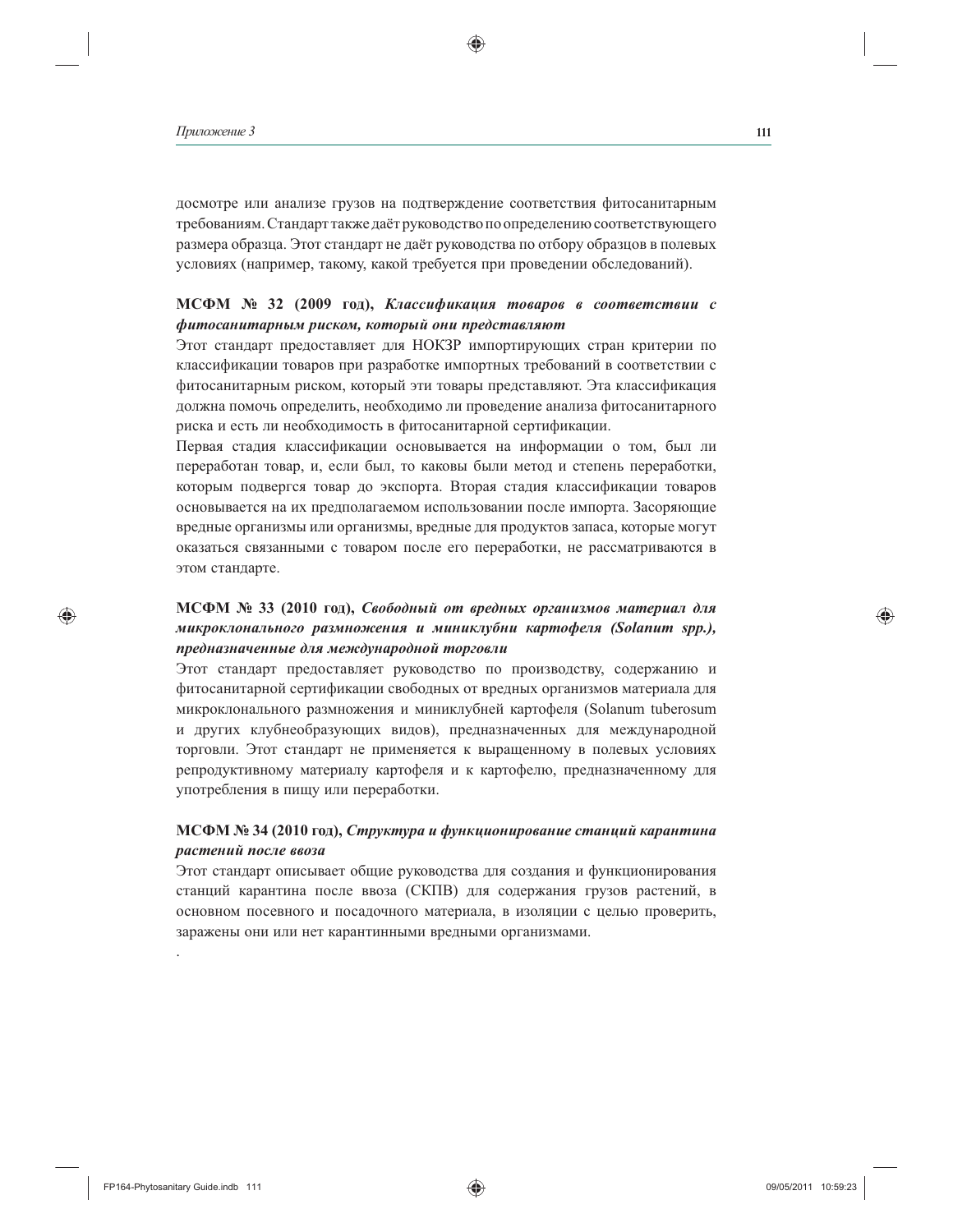досмотре или анализе грузов на подтверждение соответствия фитосанитарным требованиям. Стандарт также даёт руководство по определению соответствующего размера образца. Этот стандарт не даёт руководства по отбору образцов в полевых условиях (например, такому, какой требуется при проведении обследований).

**МСФМ № 32 (2009 год),** ***Классификация товаров в соответствии с фитосанитарным риском, который они представляют***

Этот стандарт предоставляет для НОКЗР импортирующих стран критерии по классификации товаров при разработке импортных требований в соответствии с фитосанитарным риском, который эти товары представляют. Эта классификация должна помочь определить, необходимо ли проведение анализа фитосанитарного риска и есть ли необходимость в фитосанитарной сертификации.

Первая стадия классификации основывается на информации о том, был ли переработан товар, и, если был, то каковы были метод и степень переработки, которым подвергся товар до экспорта. Вторая стадия классификации товаров основывается на их предполагаемом использовании после импорта. Засоряющие вредные организмы или организмы, вредные для продуктов запаса, которые могут оказаться связанными с товаром после его переработки, не рассматриваются в этом стандарте.

**МСФМ № 33 (2010 год),** ***Свободный от вредных организмов материал для микроклонального размножения и миниклубни картофеля (Solanum spp.), предназначенные для международной торговли***

Этот стандарт предоставляет руководство по производству, содержанию и фитосанитарной сертификации свободных от вредных организмов материала для микроклонального размножения и миниклубней картофеля (Solanum tuberosum и других клубнеобразующих видов), предназначенных для международной торговли. Этот стандарт не применяется к выращенному в полевых условиях репродуктивному материалу картофеля и к картофелю, предназначенному для употребления в пищу или переработки.

**МСФМ № 34 (2010 год),** ***Структура и функционирование станций карантина растений после ввоза***

Этот стандарт описывает общие руководства для создания и функционирования станций карантина после ввоза (СКПВ) для содержания грузов растений, в основном посевного и посадочного материала, в изоляции с целью проверить, заражены они или нет карантинными вредными организмами.

.